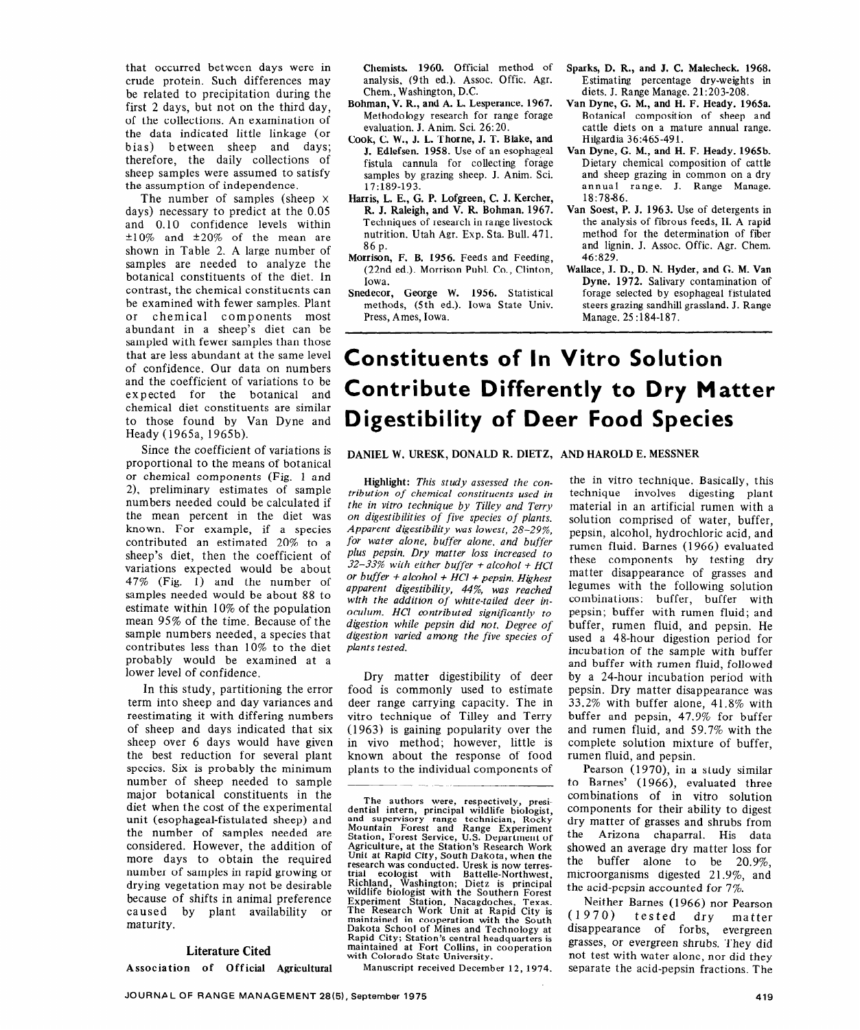that occurred between days were in crude protein. Such differences may be related to precipitation during the first 2 days, but not on the third day, of the collections. An examination of the data indicated little linkage (or bias) between sheep and days; therefore, the daily collections of sheep samples were assumed to satisfy the assumption of independence.

The number of samples (sheep × days) necessary to predict at the 0.05 and 0.10 confidence levels within ±10% and ±20% of the mean are shown in Table 2. A large number of samples are needed to analyze the botanical constituents of the diet. In contrast, the chemical constituents can be examined with fewer samples. Plant or chemical components most abundant in a sheep's diet can be sampled with fewer samples than those that are less abundant at the same level of confidence. Our data on numbers and the coefficient of variations to be expected for the botanical and chemical diet constituents are similar to those found by Van Dyne and Heady (1965a, 1965b).

Since the coefficient of variations is proportional to the means of botanical or chemical components (Fig. 1 and 2), preliminary estimates of sample numbers needed could be calculated if the mean percent in the diet was known. For example, if a species contributed an estimated 20% to a sheep's diet, then the coefficient of variations expected would be about 47% (Fig. 1) and the number of samples needed would be about 88 to estimate within 10% of the population mean 95% of the time. Because of the sample numbers needed, a species that contributes less than 10% to the diet probably would be examined at a lower level of confidence.

In this study, partitioning the error term into sheep and day variances and reestimating it with differing numbers of sheep and days indicated that six sheep over 6 days would have given the best reduction for several plant species. Six is probably the minimum number of sheep needed to sample major botanical constituents in the diet when the cost of the experimental unit (esophageal-fistulated sheep) and the number of samples needed are considered. However, the addition of more days to obtain the required number of samples in rapid growing or drying vegetation may not be desirable because of shifts in animal preference caused by plant availability or maturity.

## Literature Cited

Association of Official Agricultural Chemists. 1960. Official method of analysis, (9th ed.). Assoc. Offic. Agr. Chem., Washington, D.C.

Bohman, V. R., and A. L. Lesperance. 1967. Methodology research for range forage evaluation. J. Anim. Sci. 26:20.

Cook, C. W., J. L. Thorne, J. T. Blake, and J. Edlefsen. 1958. Use of an esophageal fistula cannula for collecting forage samples by grazing sheep. J. Anim. Sci. 17:189-193.

Harris, L. E., G. P. Lofgreen, C. J. Kercher, R. J. Raleigh, and V. R. Bohman. 1967. Techniques of research in range livestock nutrition. Utah Agr. Exp. Sta. Bull. 471. 86 p.

Morrison, F. B. 1956. Feeds and Feeding, (22nd ed.). Morrison Publ. Co., Clinton, Iowa.

Snedecor, George W. 1956. Statistical methods, (5th ed.). Iowa State Univ. Press, Ames, Iowa.

Sparks, D. R., and J. C. Malecheck. 1968. Estimating percentage dry-weights in diets. J. Range Manage. 21:203-208.

Van Dyne, G. M., and H. F. Heady. 1965a. Botanical composition of sheep and cattle diets on a mature annual range. Hilgardia 36:465-491.

Van Dyne, G. M., and H. F. Heady. 1965b. Dietary chemical composition of cattle and sheep grazing in common on a dry annual range. J. Range Manage. 18:78-86.

Van Soest, P. J. 1963. Use of detergents in the analysis of fibrous feeds, II. A rapid method for the determination of fiber and lignin. J. Assoc. Offic. Agr. Chem. 46:829.

Wallace, J. D., D. N. Hyder, and G. M. Van Dyne. 1972. Salivary contamination of forage selected by esophageal fistulated steers grazing sandhill grassland. J. Range Manage. 25:184-187.

# Constituents of In Vitro Solution Contribute Differently to Dry Matter Digestibility of Deer Food Species

DANIEL W. URESK, DONALD R. DIETZ, AND HAROLD E. MESSNER

**Highlight:** *This study assessed the contribution of chemical constituents used in the in vitro technique by Tilley and Terry on digestibilities of five species of plants. Apparent digestibility was lowest, 28–29%, for water alone, buffer alone, and buffer plus pepsin. Dry matter loss increased to 32–33% with either buffer + alcohol + HCl or buffer + alcohol + HCl + pepsin. Highest apparent digestibility, 44%, was reached with the addition of white-tailed deer inoculum. HCl contributed significantly to digestion while pepsin did not. Degree of digestion varied among the five species of plants tested.*

Dry matter digestibility of deer food is commonly used to estimate deer range carrying capacity. The in vitro technique of Tilley and Terry (1963) is gaining popularity over the in vivo method; however, little is known about the response of food plants to the individual components of the in vitro technique. Basically, this technique involves digesting plant material in an artificial rumen with a solution comprised of water, buffer, pepsin, alcohol, hydrochloric acid, and rumen fluid. Barnes (1966) evaluated these components by testing dry matter disappearance of grasses and legumes with the following solution combinations: buffer, buffer with pepsin; buffer with rumen fluid; and buffer, rumen fluid, and pepsin. He used a 48-hour digestion period for incubation of the sample with buffer and buffer with rumen fluid, followed by a 24-hour incubation period with pepsin. Dry matter disappearance was 33.2% with buffer alone, 41.8% with buffer and pepsin, 47.9% for buffer and rumen fluid, and 59.7% with the complete solution mixture of buffer, rumen fluid, and pepsin.

Pearson (1970), in a study similar to Barnes' (1966), evaluated three combinations of in vitro solution components for their ability to digest dry matter of grasses and shrubs from the Arizona chaparral. His data showed an average dry matter loss for the buffer alone to be 20.9%, microorganisms digested 21.9%, and the acid-pepsin accounted for 7%.

Neither Barnes (1966) nor Pearson (1970) tested dry matter disappearance of forbs, evergreen grasses, or evergreen shrubs. They did not test with water alone, nor did they separate the acid-pepsin fractions. The

The authors were, respectively, presidential intern, principal wildlife biologist, and supervisory range technician, Rocky Mountain Forest and Range Experiment Station, Forest Service, U.S. Department of Agriculture, at the Station's Research Work Unit at Rapid City, South Dakota, when the research was conducted. Uresk is now terrestrial ecologist with Battelle-Northwest, Richland, Washington; Dietz is principal wildlife biologist with the Southern Forest Experiment Station, Nacagdoches, Texas. The Research Work Unit at Rapid City is maintained in cooperation with the South Dakota School of Mines and Technology at Rapid City; Station's central headquarters is maintained at Fort Collins, in cooperation with Colorado State University.

Manuscript received December 12, 1974.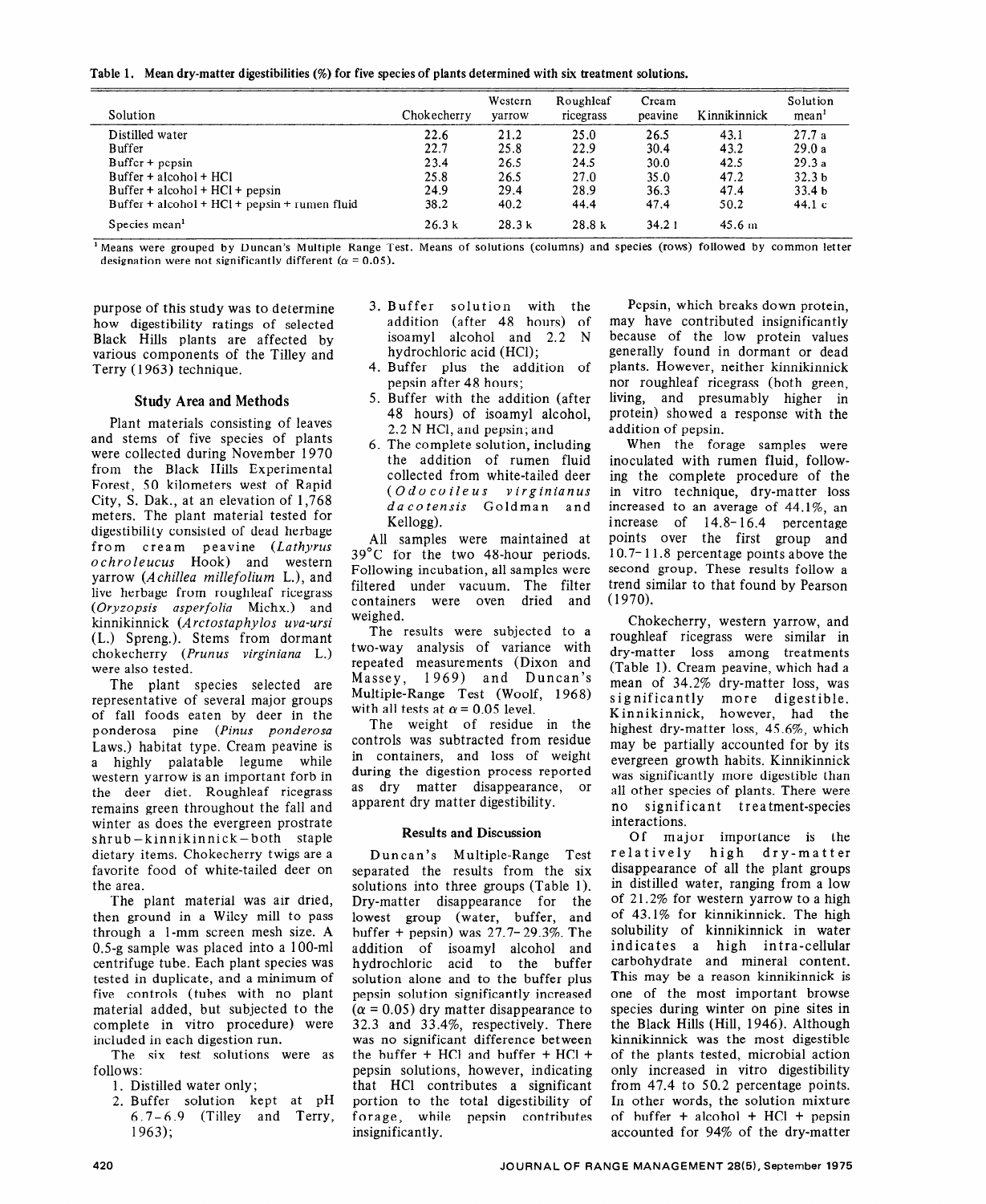**Table 1. Mean dry-matter digestibilities (%) for five species of plants determined with six treatment solutions.**

| Solution | Chokecherry | Western yarrow | Roughleaf ricegrass | Cream peavine | Kinnikinnick | Solution mean[1] |
|---|---|---|---|---|---|---|
| Distilled water | 22.6 | 21.2 | 25.0 | 26.5 | 43.1 | 27.7 a |
| Buffer | 22.7 | 25.8 | 22.9 | 30.4 | 43.2 | 29.0 a |
| Buffer + pepsin | 23.4 | 26.5 | 24.5 | 30.0 | 42.5 | 29.3 a |
| Buffer + alcohol + HCl | 25.8 | 26.5 | 27.0 | 35.0 | 47.2 | 32.3 b |
| Buffer + alcohol + HCl + pepsin | 24.9 | 29.4 | 28.9 | 36.3 | 47.4 | 33.4 b |
| Buffer + alcohol + HCl + pepsin + rumen fluid | 38.2 | 40.2 | 44.4 | 47.4 | 50.2 | 44.1 c |
| Species mean[1] | 26.3 k | 28.3 k | 28.8 k | 34.2 l | 45.6 m | |

[1] Means were grouped by Duncan's Multiple Range Test. Means of solutions (columns) and species (rows) followed by common letter designation were not significantly different ($\alpha = 0.05$).

purpose of this study was to determine how digestibility ratings of selected Black Hills plants are affected by various components of the Tilley and Terry (1963) technique.

## Study Area and Methods

Plant materials consisting of leaves and stems of five species of plants were collected during November 1970 from the Black Hills Experimental Forest, 50 kilometers west of Rapid City, S. Dak., at an elevation of 1,768 meters. The plant material tested for digestibility consisted of dead herbage from cream peavine (*Lathyrus ochroleucus* Hook) and western yarrow (*Achillea millefolium* L.), and live herbage from roughleaf ricegrass (*Oryzopsis asperfolia* Michx.) and kinnikinnick (*Arctostaphylos uva-ursi* (L.) Spreng.). Stems from dormant chokecherry (*Prunus virginiana* L.) were also tested.

The plant species selected are representative of several major groups of fall foods eaten by deer in the ponderosa pine (*Pinus ponderosa* Laws.) habitat type. Cream peavine is a highly palatable legume while western yarrow is an important forb in the deer diet. Roughleaf ricegrass remains green throughout the fall and winter as does the evergreen prostrate shrub—kinnikinnick—both staple dietary items. Chokecherry twigs are a favorite food of white-tailed deer on the area.

The plant material was air dried, then ground in a Wiley mill to pass through a 1-mm screen mesh size. A 0.5-g sample was placed into a 100-ml centrifuge tube. Each plant species was tested in duplicate, and a minimum of five controls (tubes with no plant material added, but subjected to the complete in vitro procedure) were included in each digestion run.

The six test solutions were as follows:

1. Distilled water only;
2. Buffer solution kept at pH 6.7–6.9 (Tilley and Terry, 1963);
3. Buffer solution with the addition (after 48 hours) of isoamyl alcohol and 2.2 N hydrochloric acid (HCl);
4. Buffer plus the addition of pepsin after 48 hours;
5. Buffer with the addition (after 48 hours) of isoamyl alcohol, 2.2 N HCl, and pepsin; and
6. The complete solution, including the addition of rumen fluid collected from white-tailed deer (*Odocoileus virginianus dacotensis* Goldman and Kellogg).

All samples were maintained at 39°C for the two 48-hour periods. Following incubation, all samples were filtered under vacuum. The filter containers were oven dried and weighed.

The results were subjected to a two-way analysis of variance with repeated measurements (Dixon and Massey, 1969) and Duncan's Multiple-Range Test (Woolf, 1968) with all tests at $\alpha = 0.05$ level.

The weight of residue in the controls was subtracted from residue in containers, and loss of weight during the digestion process reported as dry matter disappearance, or apparent dry matter digestibility.

## Results and Discussion

Duncan's Multiple-Range Test separated the results from the six solutions into three groups (Table 1). Dry-matter disappearance for the lowest group (water, buffer, and buffer + pepsin) was 27.7–29.3%. The addition of isoamyl alcohol and hydrochloric acid to the buffer solution alone and to the buffer plus pepsin solution significantly increased ($\alpha = 0.05$) dry matter disappearance to 32.3 and 33.4%, respectively. There was no significant difference between the buffer + HCl and buffer + HCl + pepsin solutions, however, indicating that HCl contributes a significant portion to the total digestibility of forage, while pepsin contributes insignificantly.

Pepsin, which breaks down protein, may have contributed insignificantly because of the low protein values generally found in dormant or dead plants. However, neither kinnikinnick nor roughleaf ricegrass (both green, living, and presumably higher in protein) showed a response with the addition of pepsin.

When the forage samples were inoculated with rumen fluid, following the complete procedure of the in vitro technique, dry-matter loss increased to an average of 44.1%, an increase of 14.8–16.4 percentage points over the first group and 10.7–11.8 percentage points above the second group. These results follow a trend similar to that found by Pearson (1970).

Chokecherry, western yarrow, and roughleaf ricegrass were similar in dry-matter loss among treatments (Table 1). Cream peavine, which had a mean of 34.2% dry-matter loss, was significantly more digestible. Kinnikinnick, however, had the highest dry-matter loss, 45.6%, which may be partially accounted for by its evergreen growth habits. Kinnikinnick was significantly more digestible than all other species of plants. There were no significant treatment-species interactions.

Of major importance is the relatively high dry-matter disappearance of all the plant groups in distilled water, ranging from a low of 21.2% for western yarrow to a high of 43.1% for kinnikinnick. The high solubility of kinnikinnick in water indicates a high intra-cellular carbohydrate and mineral content. This may be a reason kinnikinnick is one of the most important browse species during winter on pine sites in the Black Hills (Hill, 1946). Although kinnikinnick was the most digestible of the plants tested, microbial action only increased in vitro digestibility from 47.4 to 50.2 percentage points. In other words, the solution mixture of buffer + alcohol + HCl + pepsin accounted for 94% of the dry-matter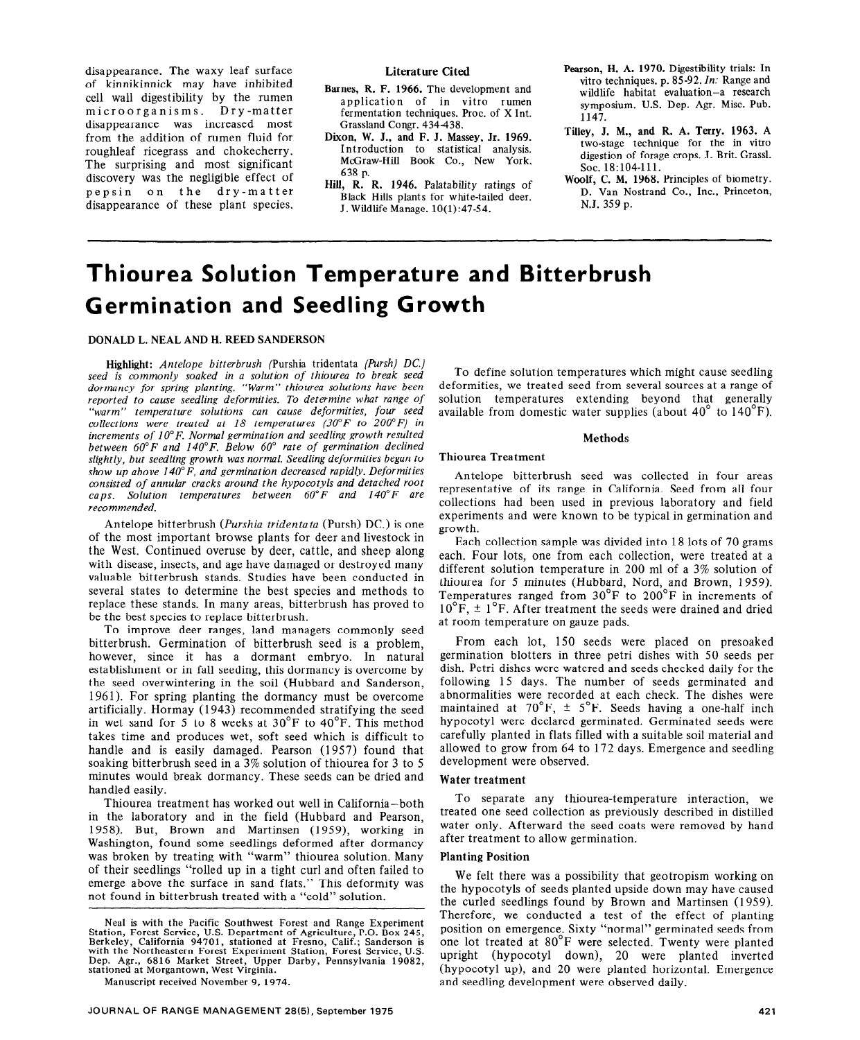disappearance. The waxy leaf surface of kinnikinnick may have inhibited cell wall digestibility by the rumen microorganisms. Dry-matter disappearance was increased most from the addition of rumen fluid for roughleaf ricegrass and chokecherry. The surprising and most significant discovery was the negligible effect of pepsin on the dry-matter disappearance of these plant species.

### Literature Cited

**Barnes, R. F. 1966.** The development and application of in vitro rumen fermentation techniques. Proc. of X Int. Grassland Congr. 434-438.

**Dixon, W. J., and F. J. Massey, Jr. 1969.** Introduction to statistical analysis. McGraw-Hill Book Co., New York. 638 p.

**Hill, R. R. 1946.** Palatability ratings of Black Hills plants for white-tailed deer. J. Wildlife Manage. 10(1):47-54.

**Pearson, H. A. 1970.** Digestibility trials: In vitro techniques. p. 85-92. *In:* Range and wildlife habitat evaluation–a research symposium. U.S. Dep. Agr. Misc. Pub. 1147.

**Tilley, J. M., and R. A. Terry. 1963.** A two-stage technique for the in vitro digestion of forage crops. J. Brit. Grassl. Soc. 18:104-111.

**Woolf, C. M. 1968.** Principles of biometry. D. Van Nostrand Co., Inc., Princeton, N.J. 359 p.

# Thiourea Solution Temperature and Bitterbrush Germination and Seedling Growth

DONALD L. NEAL AND H. REED SANDERSON

**Highlight:** *Antelope bitterbrush (*Purshia tridentata *(Pursh) DC.) seed is commonly soaked in a solution of thiourea to break seed dormancy for spring planting. "Warm" thiourea solutions have been reported to cause seedling deformities. To determine what range of "warm" temperature solutions can cause deformities, four seed collections were treated at 18 temperatures (30°F to 200°F) in increments of 10°F. Normal germination and seedling growth resulted between 60°F and 140°F. Below 60° rate of germination declined slightly, but seedling growth was normal. Seedling deformities began to show up above 140°F, and germination decreased rapidly. Deformities consisted of annular cracks around the hypocotyls and detached root caps. Solution temperatures between 60°F and 140°F are recommended.*

Antelope bitterbrush (*Purshia tridentata* (Pursh) DC.) is one of the most important browse plants for deer and livestock in the West. Continued overuse by deer, cattle, and sheep along with disease, insects, and age have damaged or destroyed many valuable bitterbrush stands. Studies have been conducted in several states to determine the best species and methods to replace these stands. In many areas, bitterbrush has proved to be the best species to replace bitterbrush.

To improve deer ranges, land managers commonly seed bitterbrush. Germination of bitterbrush seed is a problem, however, since it has a dormant embryo. In natural establishment or in fall seeding, this dormancy is overcome by the seed overwintering in the soil (Hubbard and Sanderson, 1961). For spring planting the dormancy must be overcome artificially. Hormay (1943) recommended stratifying the seed in wet sand for 5 to 8 weeks at 30°F to 40°F. This method takes time and produces wet, soft seed which is difficult to handle and is easily damaged. Pearson (1957) found that soaking bitterbrush seed in a 3% solution of thiourea for 3 to 5 minutes would break dormancy. These seeds can be dried and handled easily.

Thiourea treatment has worked out well in California–both in the laboratory and in the field (Hubbard and Pearson, 1958). But, Brown and Martinsen (1959), working in Washington, found some seedlings deformed after dormancy was broken by treating with "warm" thiourea solution. Many of their seedlings "rolled up in a tight curl and often failed to emerge above the surface in sand flats." This deformity was not found in bitterbrush treated with a "cold" solution.

Neal is with the Pacific Southwest Forest and Range Experiment Station, Forest Service, U.S. Department of Agriculture, P.O. Box 245, Berkeley, California 94701, stationed at Fresno, Calif.; Sanderson is with the Northeastern Forest Experiment Station, Forest Service, U.S. Dep. Agr., 6816 Market Street, Upper Darby, Pennsylvania 19082, stationed at Morgantown, West Virginia.

Manuscript received November 9, 1974.

To define solution temperatures which might cause seedling deformities, we treated seed from several sources at a range of solution temperatures extending beyond that generally available from domestic water supplies (about 40° to 140°F).

## Methods

### Thiourea Treatment

Antelope bitterbrush seed was collected in four areas representative of its range in California. Seed from all four collections had been used in previous laboratory and field experiments and were known to be typical in germination and growth.

Each collection sample was divided into 18 lots of 70 grams each. Four lots, one from each collection, were treated at a different solution temperature in 200 ml of a 3% solution of thiourea for 5 minutes (Hubbard, Nord, and Brown, 1959). Temperatures ranged from 30°F to 200°F in increments of 10°F, ± 1°F. After treatment the seeds were drained and dried at room temperature on gauze pads.

From each lot, 150 seeds were placed on presoaked germination blotters in three petri dishes with 50 seeds per dish. Petri dishes were watered and seeds checked daily for the following 15 days. The number of seeds germinated and abnormalities were recorded at each check. The dishes were maintained at 70°F, ± 5°F. Seeds having a one-half inch hypocotyl were declared germinated. Germinated seeds were carefully planted in flats filled with a suitable soil material and allowed to grow from 64 to 172 days. Emergence and seedling development were observed.

### Water treatment

To separate any thiourea-temperature interaction, we treated one seed collection as previously described in distilled water only. Afterward the seed coats were removed by hand after treatment to allow germination.

### Planting Position

We felt there was a possibility that geotropism working on the hypocotyls of seeds planted upside down may have caused the curled seedlings found by Brown and Martinsen (1959). Therefore, we conducted a test of the effect of planting position on emergence. Sixty "normal" germinated seeds from one lot treated at 80°F were selected. Twenty were planted upright (hypocotyl down), 20 were planted inverted (hypocotyl up), and 20 were planted horizontal. Emergence and seedling development were observed daily.